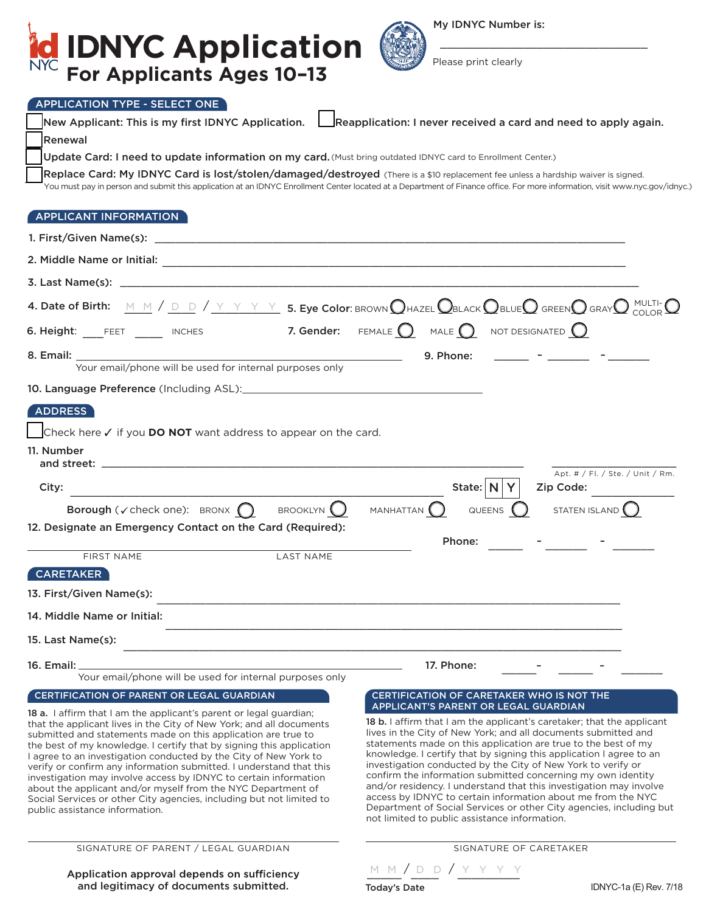# IDNYC Application

## For Applicants Ages 10–13

My IDNYC Number is: ______________________

Please print clearly

## APPLICATION TYPE - SELECT ONE

- ☐ New Applicant: This is my first IDNYC Application.
- ☐ Reapplication: I never received a card and need to apply again.
- ☐ Renewal
- ☐ Update Card: I need to update information on my card. (Must bring outdated IDNYC card to Enrollment Center.)
- ☐ Replace Card: My IDNYC Card is lost/stolen/damaged/destroyed (There is a $10 replacement fee unless a hardship waiver is signed. You must pay in person and submit this application at an IDNYC Enrollment Center located at a Department of Finance office. For more information, visit www.nyc.gov/idnyc.)

## APPLICANT INFORMATION

1. First/Given Name(s): ______________________
2. Middle Name or Initial: ______________________
3. Last Name(s): ______________________
4. Date of Birth: M M / D D / Y Y Y Y
5. Eye Color: BROWN ○ HAZEL ○ BLACK ○ BLUE ○ GREEN ○ GRAY ○ MULTI-COLOR ○
6. Height: ____ FEET ____ INCHES
7. Gender: FEMALE ○ MALE ○ NOT DESIGNATED ○
8. Email: ______________________
   Your email/phone will be used for internal purposes only
9. Phone: ____ - ____ - ____
10. Language Preference (Including ASL): ______________________

## ADDRESS

☐ Check here ✓ if you **DO NOT** want address to appear on the card.

11. Number and street: ______________________ Apt. # / Fl. / Ste. / Unit / Rm. ______

City: ______________________ State: N Y Zip Code: ______

Borough (✓check one): BRONX ○ BROOKLYN ○ MANHATTAN ○ QUEENS ○ STATEN ISLAND ○

12. Designate an Emergency Contact on the Card (Required):

______________ FIRST NAME ______________ LAST NAME

Phone: ____ - ____ - ____

## CARETAKER

13. First/Given Name(s): ______________________
14. Middle Name or Initial: ______________________
15. Last Name(s): ______________________
16. Email: ______________________
    Your email/phone will be used for internal purposes only
17. Phone: ____ - ____ - ____

## CERTIFICATION OF PARENT OR LEGAL GUARDIAN

**18 a.** I affirm that I am the applicant's parent or legal guardian; that the applicant lives in the City of New York; and all documents submitted and statements made on this application are true to the best of my knowledge. I certify that by signing this application I agree to an investigation conducted by the City of New York to verify or confirm any information submitted. I understand that this investigation may involve access by IDNYC to certain information about the applicant and/or myself from the NYC Department of Social Services or other City agencies, including but not limited to public assistance information.

______________________
SIGNATURE OF PARENT / LEGAL GUARDIAN

## CERTIFICATION OF CARETAKER WHO IS NOT THE APPLICANT'S PARENT OR LEGAL GUARDIAN

**18 b.** I affirm that I am the applicant's caretaker; that the applicant lives in the City of New York; and all documents submitted and statements made on this application are true to the best of my knowledge. I certify that by signing this application I agree to an investigation conducted by the City of New York to verify or confirm the information submitted concerning my own identity and/or residency. I understand that this investigation may involve access by IDNYC to certain information about me from the NYC Department of Social Services or other City agencies, including but not limited to public assistance information.

______________________
SIGNATURE OF CARETAKER

Application approval depends on sufficiency and legitimacy of documents submitted.

M M / D D / Y Y Y Y
Today's Date

IDNYC-1a (E) Rev. 7/18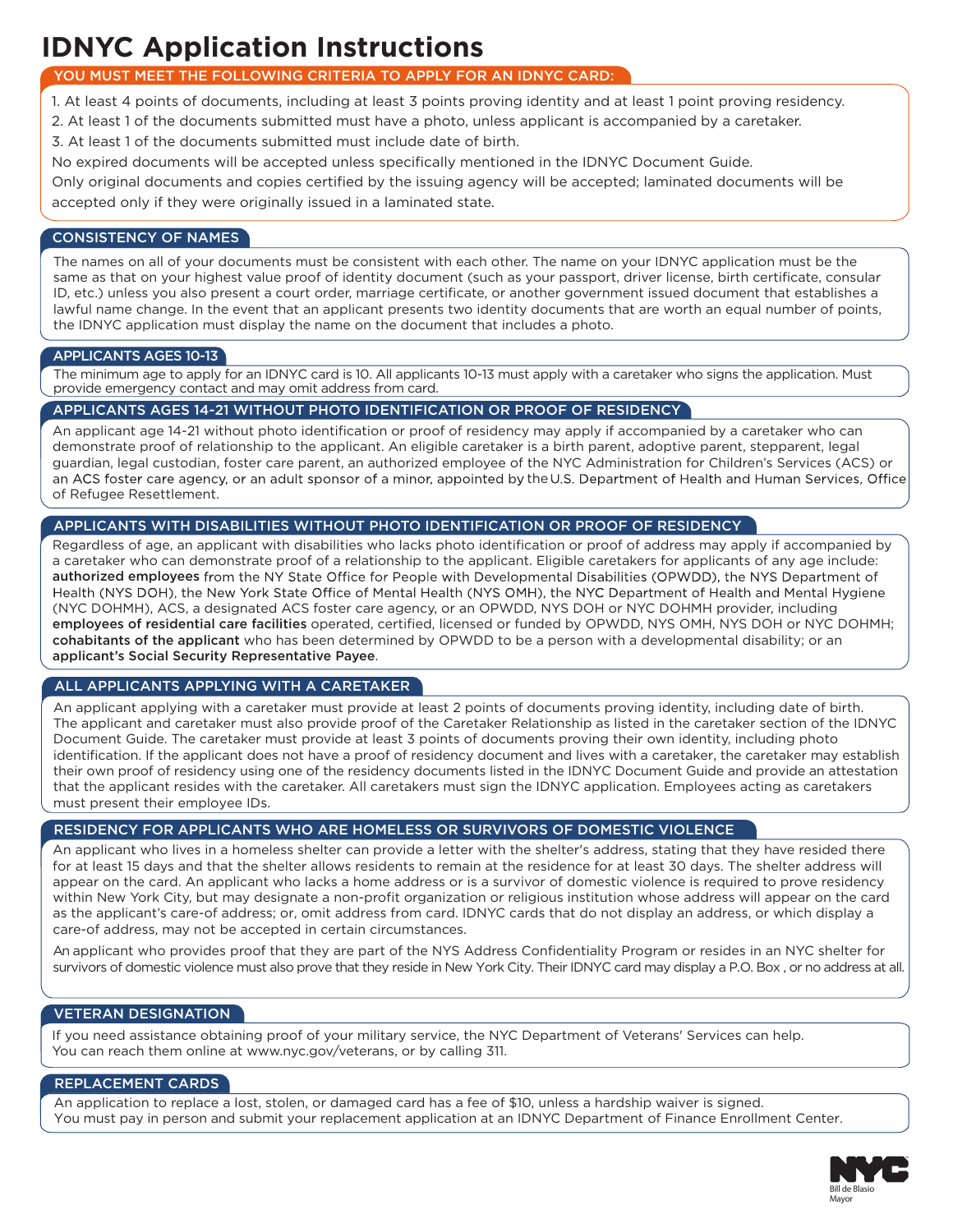# IDNYC Application Instructions

## YOU MUST MEET THE FOLLOWING CRITERIA TO APPLY FOR AN IDNYC CARD:

1. At least 4 points of documents, including at least 3 points proving identity and at least 1 point proving residency.
2. At least 1 of the documents submitted must have a photo, unless applicant is accompanied by a caretaker.
3. At least 1 of the documents submitted must include date of birth.

No expired documents will be accepted unless specifically mentioned in the IDNYC Document Guide.

Only original documents and copies certified by the issuing agency will be accepted; laminated documents will be accepted only if they were originally issued in a laminated state.

## CONSISTENCY OF NAMES

The names on all of your documents must be consistent with each other. The name on your IDNYC application must be the same as that on your highest value proof of identity document (such as your passport, driver license, birth certificate, consular ID, etc.) unless you also present a court order, marriage certificate, or another government issued document that establishes a lawful name change. In the event that an applicant presents two identity documents that are worth an equal number of points, the IDNYC application must display the name on the document that includes a photo.

## APPLICANTS AGES 10-13

The minimum age to apply for an IDNYC card is 10. All applicants 10-13 must apply with a caretaker who signs the application. Must provide emergency contact and may omit address from card.

## APPLICANTS AGES 14-21 WITHOUT PHOTO IDENTIFICATION OR PROOF OF RESIDENCY

An applicant age 14-21 without photo identification or proof of residency may apply if accompanied by a caretaker who can demonstrate proof of relationship to the applicant. An eligible caretaker is a birth parent, adoptive parent, stepparent, legal guardian, legal custodian, foster care parent, an authorized employee of the NYC Administration for Children's Services (ACS) or an ACS foster care agency, or an adult sponsor of a minor, appointed by the U.S. Department of Health and Human Services, Office of Refugee Resettlement.

## APPLICANTS WITH DISABILITIES WITHOUT PHOTO IDENTIFICATION OR PROOF OF RESIDENCY

Regardless of age, an applicant with disabilities who lacks photo identification or proof of address may apply if accompanied by a caretaker who can demonstrate proof of a relationship to the applicant. Eligible caretakers for applicants of any age include: **authorized employees** from the NY State Office for People with Developmental Disabilities (OPWDD), the NYS Department of Health (NYS DOH), the New York State Office of Mental Health (NYS OMH), the NYC Department of Health and Mental Hygiene (NYC DOHMH), ACS, a designated ACS foster care agency, or an OPWDD, NYS DOH or NYC DOHMH provider, including **employees of residential care facilities** operated, certified, licensed or funded by OPWDD, NYS OMH, NYS DOH or NYC DOHMH; **cohabitants of the applicant** who has been determined by OPWDD to be a person with a developmental disability; or an **applicant's Social Security Representative Payee**.

## ALL APPLICANTS APPLYING WITH A CARETAKER

An applicant applying with a caretaker must provide at least 2 points of documents proving identity, including date of birth. The applicant and caretaker must also provide proof of the Caretaker Relationship as listed in the caretaker section of the IDNYC Document Guide. The caretaker must provide at least 3 points of documents proving their own identity, including photo identification. If the applicant does not have a proof of residency document and lives with a caretaker, the caretaker may establish their own proof of residency using one of the residency documents listed in the IDNYC Document Guide and provide an attestation that the applicant resides with the caretaker. All caretakers must sign the IDNYC application. Employees acting as caretakers must present their employee IDs.

## RESIDENCY FOR APPLICANTS WHO ARE HOMELESS OR SURVIVORS OF DOMESTIC VIOLENCE

An applicant who lives in a homeless shelter can provide a letter with the shelter's address, stating that they have resided there for at least 15 days and that the shelter allows residents to remain at the residence for at least 30 days. The shelter address will appear on the card. An applicant who lacks a home address or is a survivor of domestic violence is required to prove residency within New York City, but may designate a non-profit organization or religious institution whose address will appear on the card as the applicant's care-of address; or, omit address from card. IDNYC cards that do not display an address, or which display a care-of address, may not be accepted in certain circumstances.

An applicant who provides proof that they are part of the NYS Address Confidentiality Program or resides in an NYC shelter for survivors of domestic violence must also prove that they reside in New York City. Their IDNYC card may display a P.O. Box , or no address at all.

## VETERAN DESIGNATION

If you need assistance obtaining proof of your military service, the NYC Department of Veterans' Services can help. You can reach them online at www.nyc.gov/veterans, or by calling 311.

## REPLACEMENT CARDS

An application to replace a lost, stolen, or damaged card has a fee of $10, unless a hardship waiver is signed. You must pay in person and submit your replacement application at an IDNYC Department of Finance Enrollment Center.

NYC
Bill de Blasio
Mayor